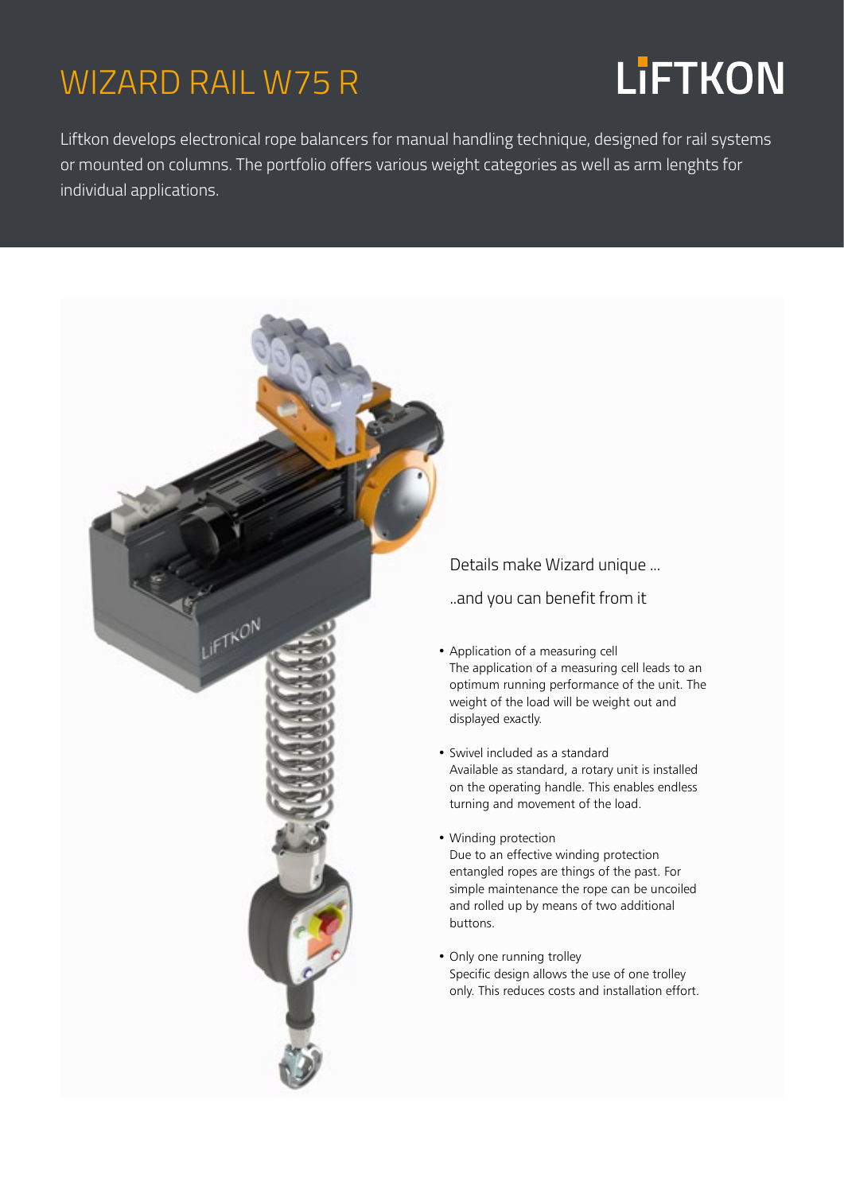# WIZARD RAIL W75 R

LiFTKON

Liftkon develops electronical rope balancers for manual handling technique, designed for rail systems or mounted on columns. The portfolio offers various weight categories as well as arm lenghts for individual applications.

Details make Wizard unique ...

..and you can benefit from it

- Application of a measuring cell
  The application of a measuring cell leads to an optimum running performance of the unit. The weight of the load will be weight out and displayed exactly.

- Swivel included as a standard
  Available as standard, a rotary unit is installed on the operating handle. This enables endless turning and movement of the load.

- Winding protection
  Due to an effective winding protection entangled ropes are things of the past. For simple maintenance the rope can be uncoiled and rolled up by means of two additional buttons.

- Only one running trolley
  Specific design allows the use of one trolley only. This reduces costs and installation effort.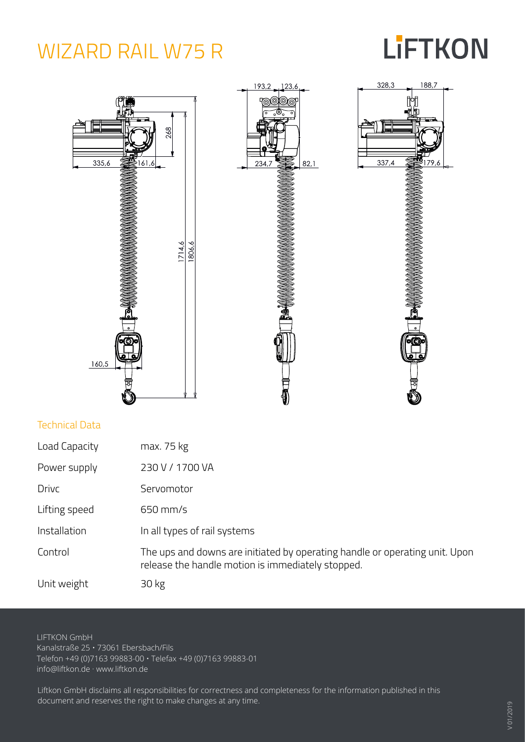# WIZARD RAIL W75 R

LIFTKON

335,6
161,6
268
1714,6
1806,6
160,5

193,2
123,6
234,7
82,1

328,3
188,7
337,4
179,6

## Technical Data

| | |
|---|---|
| Load Capacity | max. 75 kg |
| Power supply | 230 V / 1700 VA |
| Drivc | Servomotor |
| Lifting speed | 650 mm/s |
| Installation | In all types of rail systems |
| Control | The ups and downs are initiated by operating handle or operating unit. Upon release the handle motion is immediately stopped. |
| Unit weight | 30 kg |

LIFTKON GmbH
Kanalstraße 25 • 73061 Ebersbach/Fils
Telefon +49 (0)7163 99883-00 • Telefax +49 (0)7163 99883-01
info@liftkon.de · www.liftkon.de

Liftkon GmbH disclaims all responsibilities for correctness and completeness for the information published in this document and reserves the right to make changes at any time.

V 01/2019